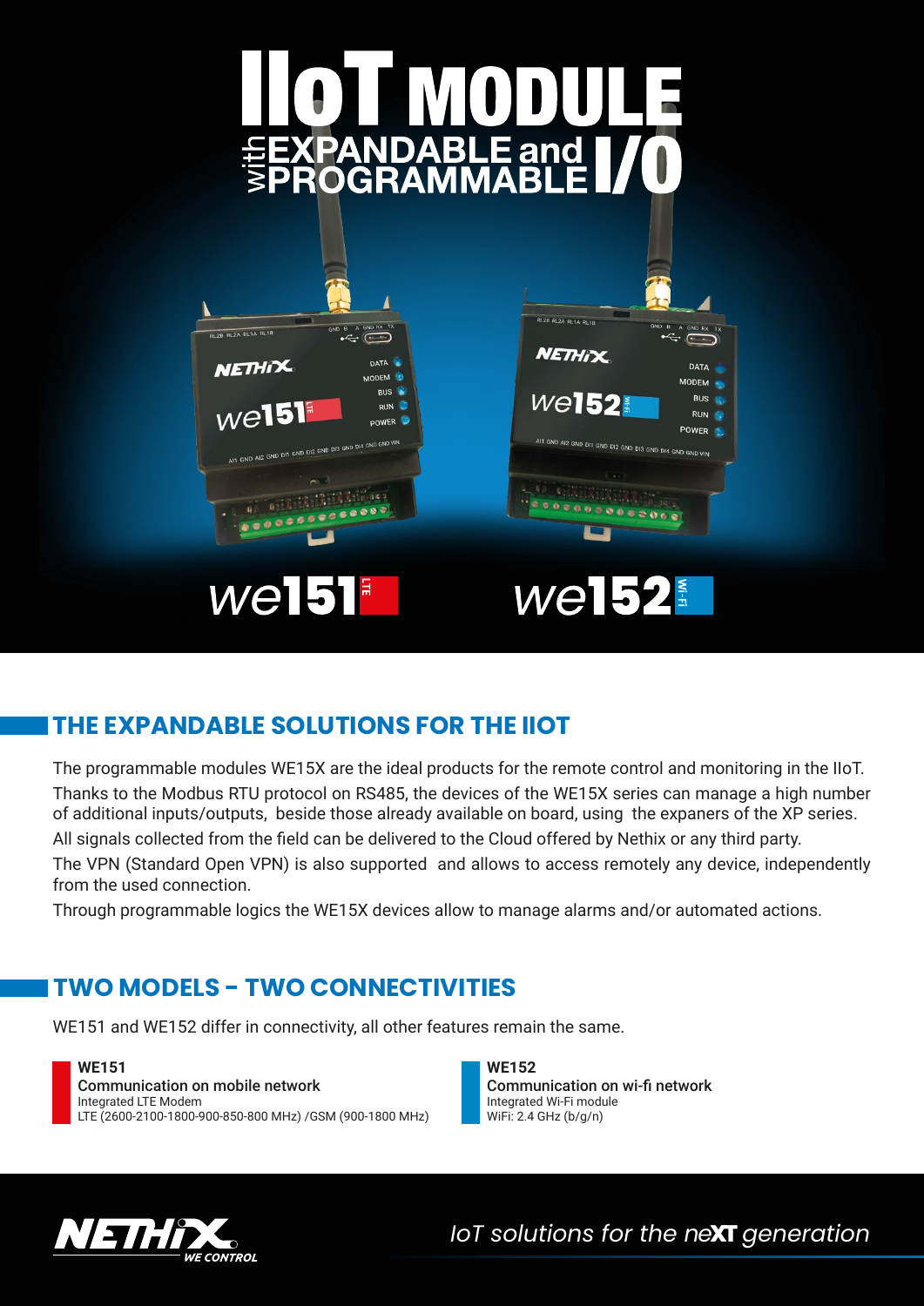# IIoT MODULE with EXPANDABLE and PROGRAMMABLE I/O

we151 LTE

we152 Wi-Fi

## THE EXPANDABLE SOLUTIONS FOR THE IIOT

The programmable modules WE15X are the ideal products for the remote control and monitoring in the IIoT.

Thanks to the Modbus RTU protocol on RS485, the devices of the WE15X series can manage a high number of additional inputs/outputs, beside those already available on board, using the expaners of the XP series.

All signals collected from the field can be delivered to the Cloud offered by Nethix or any third party.

The VPN (Standard Open VPN) is also supported and allows to access remotely any device, independently from the used connection.

Through programmable logics the WE15X devices allow to manage alarms and/or automated actions.

## TWO MODELS - TWO CONNECTIVITIES

WE151 and WE152 differ in connectivity, all other features remain the same.

**WE151**
**Communication on mobile network**
Integrated LTE Modem
LTE (2600-2100-1800-900-850-800 MHz) /GSM (900-1800 MHz)

**WE152**
**Communication on wi-fi network**
Integrated Wi-Fi module
WiFi: 2.4 GHz (b/g/n)

NETHIX WE CONTROL

*IoT solutions for the neXT generation*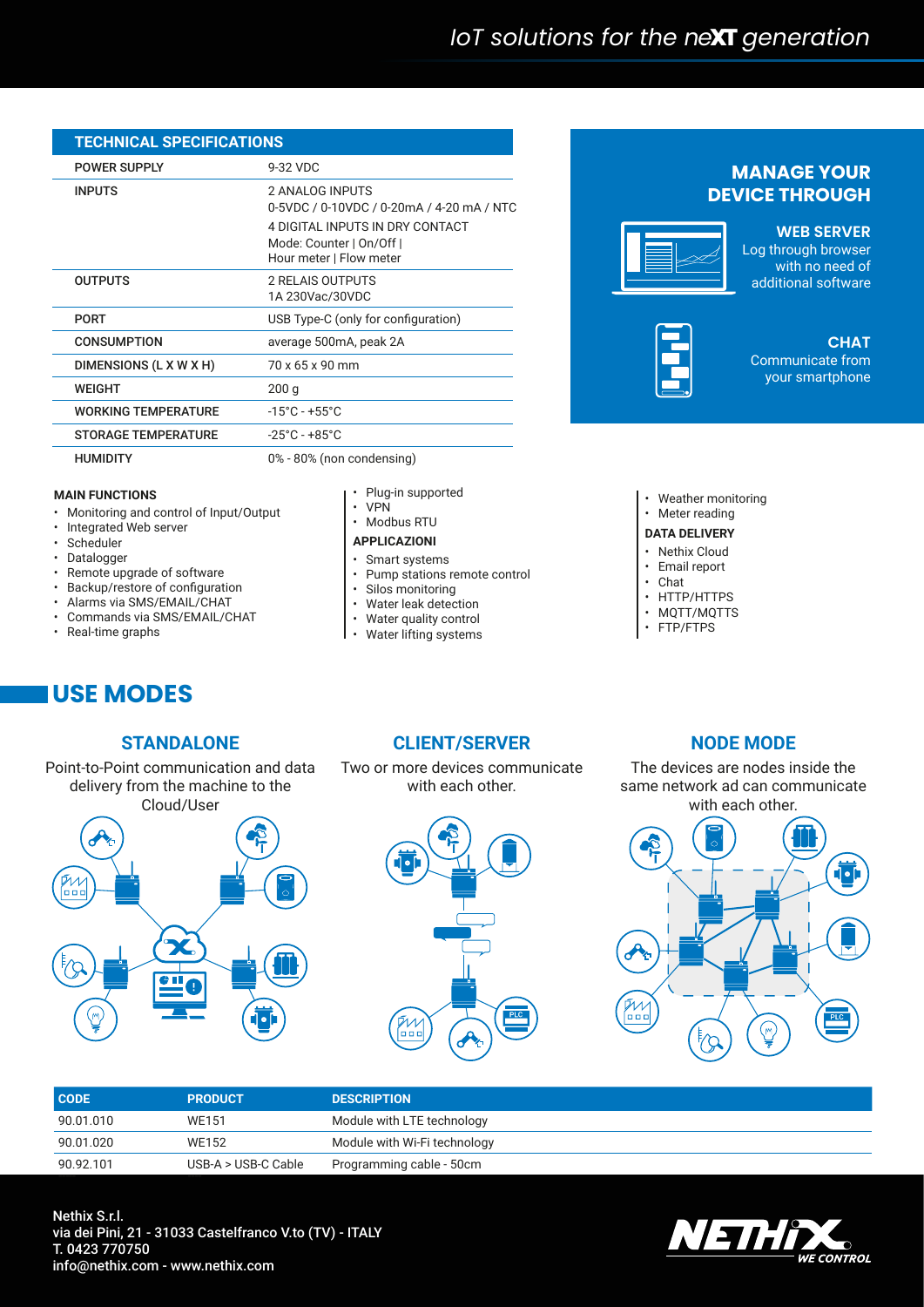*IoT solutions for the neXT generation*

## TECHNICAL SPECIFICATIONS

| | |
|---|---|
| POWER SUPPLY | 9-32 VDC |
| INPUTS | 2 ANALOG INPUTS<br>0-5VDC / 0-10VDC / 0-20mA / 4-20 mA / NTC<br>4 DIGITAL INPUTS IN DRY CONTACT<br>Mode: Counter \| On/Off \|<br>Hour meter \| Flow meter |
| OUTPUTS | 2 RELAIS OUTPUTS<br>1A 230Vac/30VDC |
| PORT | USB Type-C (only for configuration) |
| CONSUMPTION | average 500mA, peak 2A |
| DIMENSIONS (L X W X H) | 70 x 65 x 90 mm |
| WEIGHT | 200 g |
| WORKING TEMPERATURE | -15°C - +55°C |
| STORAGE TEMPERATURE | -25°C - +85°C |
| HUMIDITY | 0% - 80% (non condensing) |

## MANAGE YOUR DEVICE THROUGH

**WEB SERVER**
Log through browser with no need of additional software

**CHAT**
Communicate from your smartphone

**MAIN FUNCTIONS**

- Monitoring and control of Input/Output
- Integrated Web server
- Scheduler
- Datalogger
- Remote upgrade of software
- Backup/restore of configuration
- Alarms via SMS/EMAIL/CHAT
- Commands via SMS/EMAIL/CHAT
- Real-time graphs
- Plug-in supported
- VPN
- Modbus RTU

**APPLICAZIONI**

- Smart systems
- Pump stations remote control
- Silos monitoring
- Water leak detection
- Water quality control
- Water lifting systems
- Weather monitoring
- Meter reading

**DATA DELIVERY**

- Nethix Cloud
- Email report
- Chat
- HTTP/HTTPS
- MQTT/MQTTS
- FTP/FTPS

## USE MODES

### STANDALONE

Point-to-Point communication and data delivery from the machine to the Cloud/User

### CLIENT/SERVER

Two or more devices communicate with each other.

### NODE MODE

The devices are nodes inside the same network ad can communicate with each other.

| CODE | PRODUCT | DESCRIPTION |
|---|---|---|
| 90.01.010 | WE151 | Module with LTE technology |
| 90.01.020 | WE152 | Module with Wi-Fi technology |
| 90.92.101 | USB-A > USB-C Cable | Programming cable - 50cm |

Nethix S.r.l.
via dei Pini, 21 - 31033 Castelfranco V.to (TV) - ITALY
T. 0423 770750
info@nethix.com - www.nethix.com

NETHIX WE CONTROL